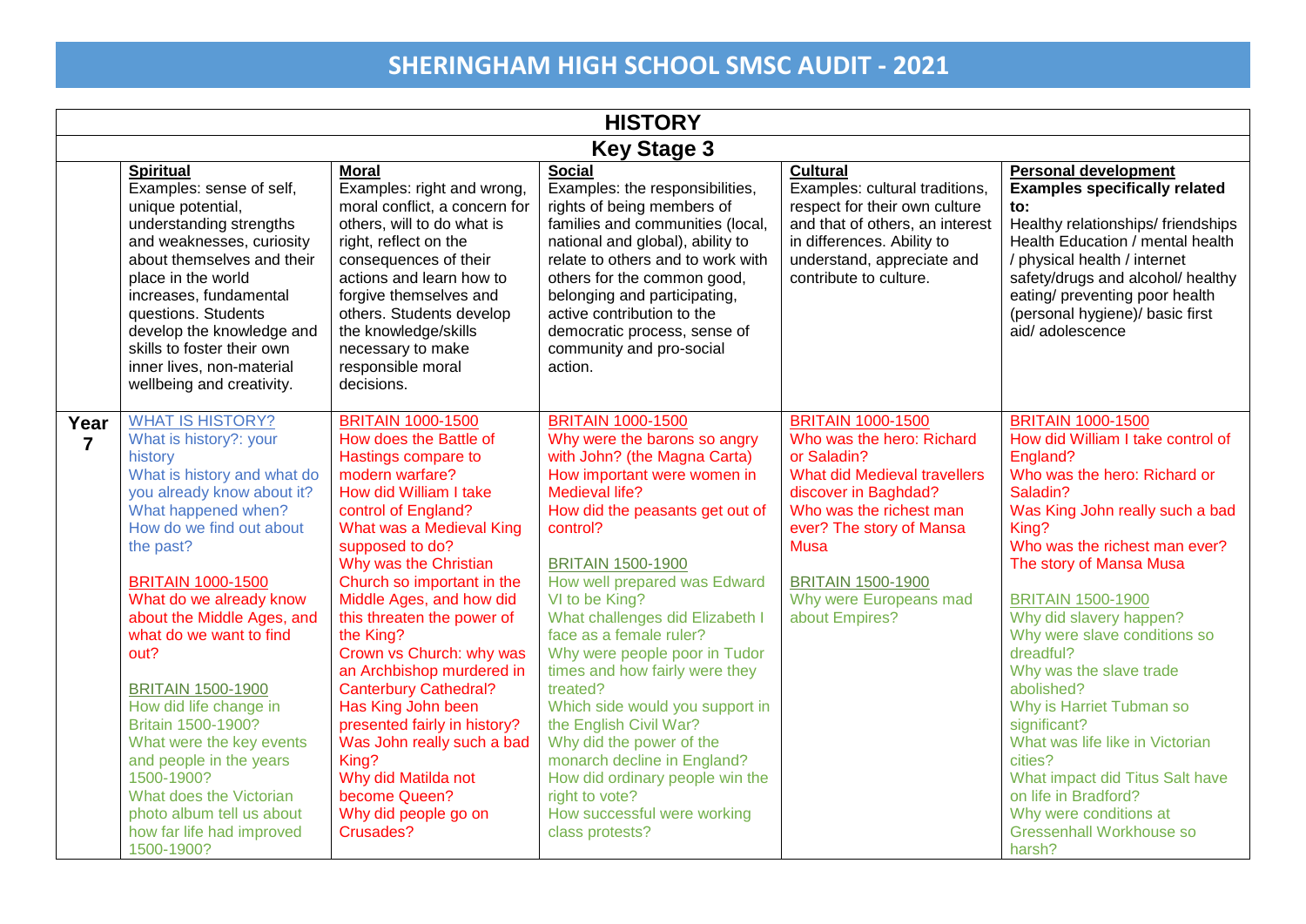# SHERINGHAM HIGH SCHOOL SMSC AUDIT - 2021

| HISTORY | | | | | |
|---|---|---|---|---|---|
| **Key Stage 3** | | | | | |
| | **Spiritual**<br>Examples: sense of self, unique potential, understanding strengths and weaknesses, curiosity about themselves and their place in the world increases, fundamental questions. Students develop the knowledge and skills to foster their own inner lives, non-material wellbeing and creativity. | **Moral**<br>Examples: right and wrong, moral conflict, a concern for others, will to do what is right, reflect on the consequences of their actions and learn how to forgive themselves and others. Students develop the knowledge/skills necessary to make responsible moral decisions. | **Social**<br>Examples: the responsibilities, rights of being members of families and communities (local, national and global), ability to relate to others and to work with others for the common good, belonging and participating, active contribution to the democratic process, sense of community and pro-social action. | **Cultural**<br>Examples: cultural traditions, respect for their own culture and that of others, an interest in differences. Ability to understand, appreciate and contribute to culture. | **Personal development**<br>**Examples specifically related to:**<br>Healthy relationships/ friendships Health Education / mental health / physical health / internet safety/drugs and alcohol/ healthy eating/ preventing poor health (personal hygiene)/ basic first aid/ adolescence |
| **Year 7** | WHAT IS HISTORY?<br>What is history?: your history<br>What is history and what do you already know about it?<br>What happened when?<br>How do we find out about the past?<br><br>BRITAIN 1000-1500<br>What do we already know about the Middle Ages, and what do we want to find out?<br><br>BRITAIN 1500-1900<br>How did life change in Britain 1500-1900?<br>What were the key events and people in the years 1500-1900?<br>What does the Victorian photo album tell us about how far life had improved 1500-1900? | BRITAIN 1000-1500<br>How does the Battle of Hastings compare to modern warfare?<br>How did William I take control of England?<br>What was a Medieval King supposed to do?<br>Why was the Christian Church so important in the Middle Ages, and how did this threaten the power of the King?<br>Crown vs Church: why was an Archbishop murdered in Canterbury Cathedral?<br>Has King John been presented fairly in history?<br>Was John really such a bad King?<br>Why did Matilda not become Queen?<br>Why did people go on Crusades? | BRITAIN 1000-1500<br>Why were the barons so angry with John? (the Magna Carta)<br>How important were women in Medieval life?<br>How did the peasants get out of control?<br><br>BRITAIN 1500-1900<br>How well prepared was Edward VI to be King?<br>What challenges did Elizabeth I face as a female ruler?<br>Why were people poor in Tudor times and how fairly were they treated?<br>Which side would you support in the English Civil War?<br>Why did the power of the monarch decline in England?<br>How did ordinary people win the right to vote?<br>How successful were working class protests? | BRITAIN 1000-1500<br>Who was the hero: Richard or Saladin?<br>What did Medieval travellers discover in Baghdad?<br>Who was the richest man ever? The story of Mansa Musa<br><br>BRITAIN 1500-1900<br>Why were Europeans mad about Empires? | BRITAIN 1000-1500<br>How did William I take control of England?<br>Who was the hero: Richard or Saladin?<br>Was King John really such a bad King?<br>Who was the richest man ever? The story of Mansa Musa<br><br>BRITAIN 1500-1900<br>Why did slavery happen?<br>Why were slave conditions so dreadful?<br>Why was the slave trade abolished?<br>Why is Harriet Tubman so significant?<br>What was life like in Victorian cities?<br>What impact did Titus Salt have on life in Bradford?<br>Why were conditions at Gressenhall Workhouse so harsh? |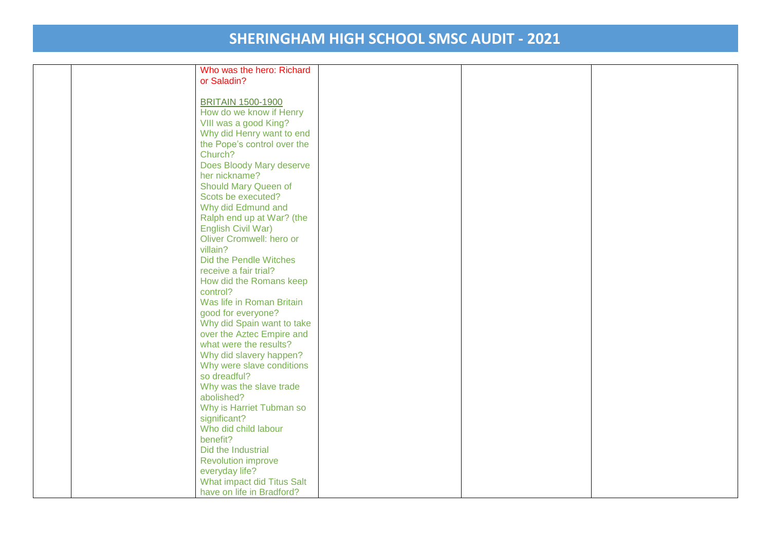# SHERINGHAM HIGH SCHOOL SMSC AUDIT - 2021

| | | | | | |
|---|---|---|---|---|---|
| | | Who was the hero: Richard or Saladin?<br><br>BRITAIN 1500-1900<br>How do we know if Henry VIII was a good King?<br>Why did Henry want to end the Pope's control over the Church?<br>Does Bloody Mary deserve her nickname?<br>Should Mary Queen of Scots be executed?<br>Why did Edmund and Ralph end up at War? (the English Civil War)<br>Oliver Cromwell: hero or villain?<br>Did the Pendle Witches receive a fair trial?<br>How did the Romans keep control?<br>Was life in Roman Britain good for everyone?<br>Why did Spain want to take over the Aztec Empire and what were the results?<br>Why did slavery happen?<br>Why were slave conditions so dreadful?<br>Why was the slave trade abolished?<br>Why is Harriet Tubman so significant?<br>Who did child labour benefit?<br>Did the Industrial Revolution improve everyday life?<br>What impact did Titus Salt have on life in Bradford? | | | |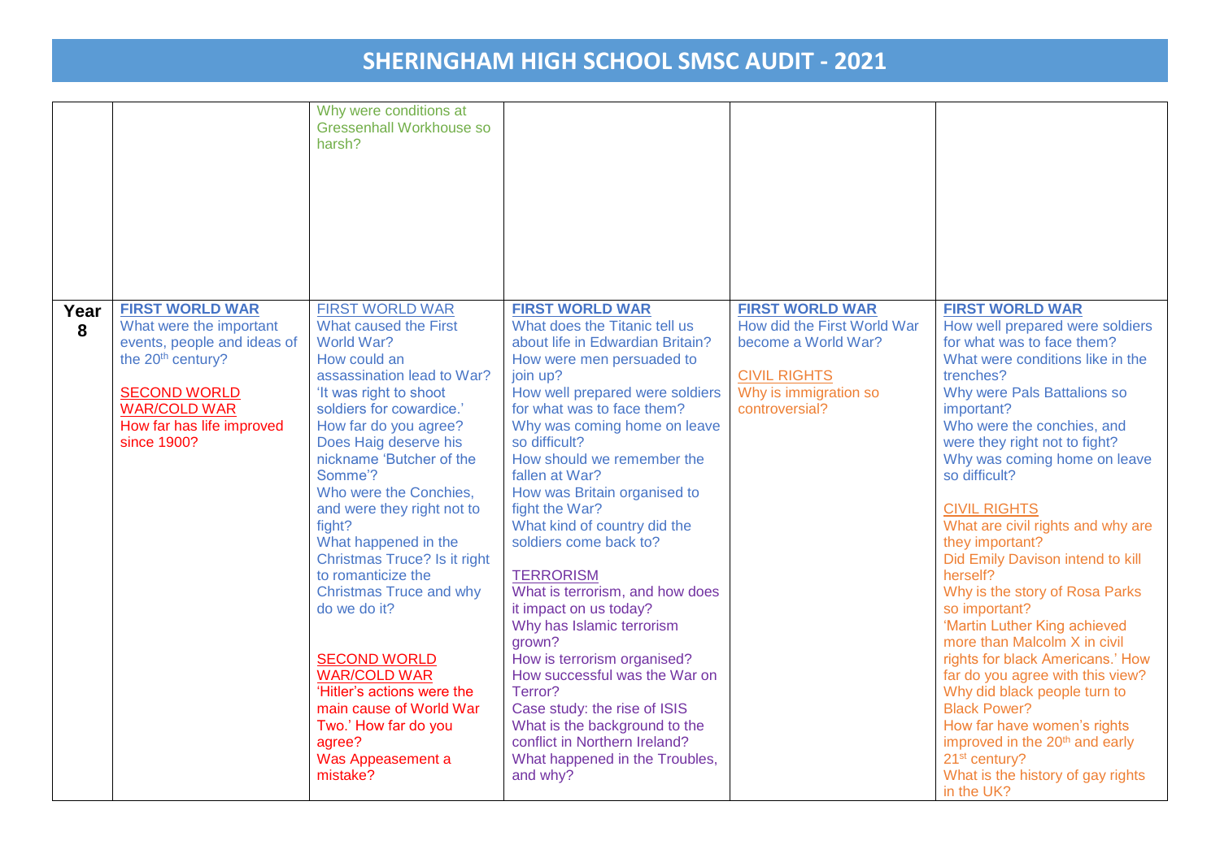# SHERINGHAM HIGH SCHOOL SMSC AUDIT - 2021

| | | | | | |
|---|---|---|---|---|---|
| | | Why were conditions at Gressenhall Workhouse so harsh? | | | |
| **Year 8** | **FIRST WORLD WAR**<br>What were the important events, people and ideas of the 20th century?<br><br>SECOND WORLD WAR/COLD WAR<br>How far has life improved since 1900? | FIRST WORLD WAR<br>What caused the First World War?<br>How could an assassination lead to War?<br>'It was right to shoot soldiers for cowardice.' How far do you agree?<br>Does Haig deserve his nickname 'Butcher of the Somme'?<br>Who were the Conchies, and were they right not to fight?<br>What happened in the Christmas Truce? Is it right to romanticize the Christmas Truce and why do we do it?<br><br>SECOND WORLD WAR/COLD WAR<br>'Hitler's actions were the main cause of World War Two.' How far do you agree?<br>Was Appeasement a mistake? | **FIRST WORLD WAR**<br>What does the Titanic tell us about life in Edwardian Britain?<br>How were men persuaded to join up?<br>How well prepared were soldiers for what was to face them?<br>Why was coming home on leave so difficult?<br>How should we remember the fallen at War?<br>How was Britain organised to fight the War?<br>What kind of country did the soldiers come back to?<br><br>TERRORISM<br>What is terrorism, and how does it impact on us today?<br>Why has Islamic terrorism grown?<br>How is terrorism organised?<br>How successful was the War on Terror?<br>Case study: the rise of ISIS<br>What is the background to the conflict in Northern Ireland?<br>What happened in the Troubles, and why? | **FIRST WORLD WAR**<br>How did the First World War become a World War?<br><br>CIVIL RIGHTS<br>Why is immigration so controversial? | **FIRST WORLD WAR**<br>How well prepared were soldiers for what was to face them?<br>What were conditions like in the trenches?<br>Why were Pals Battalions so important?<br>Who were the conchies, and were they right not to fight?<br>Why was coming home on leave so difficult?<br><br>CIVIL RIGHTS<br>What are civil rights and why are they important?<br>Did Emily Davison intend to kill herself?<br>Why is the story of Rosa Parks so important?<br>'Martin Luther King achieved more than Malcolm X in civil rights for black Americans.' How far do you agree with this view?<br>Why did black people turn to Black Power?<br>How far have women's rights improved in the 20th and early 21st century?<br>What is the history of gay rights in the UK? |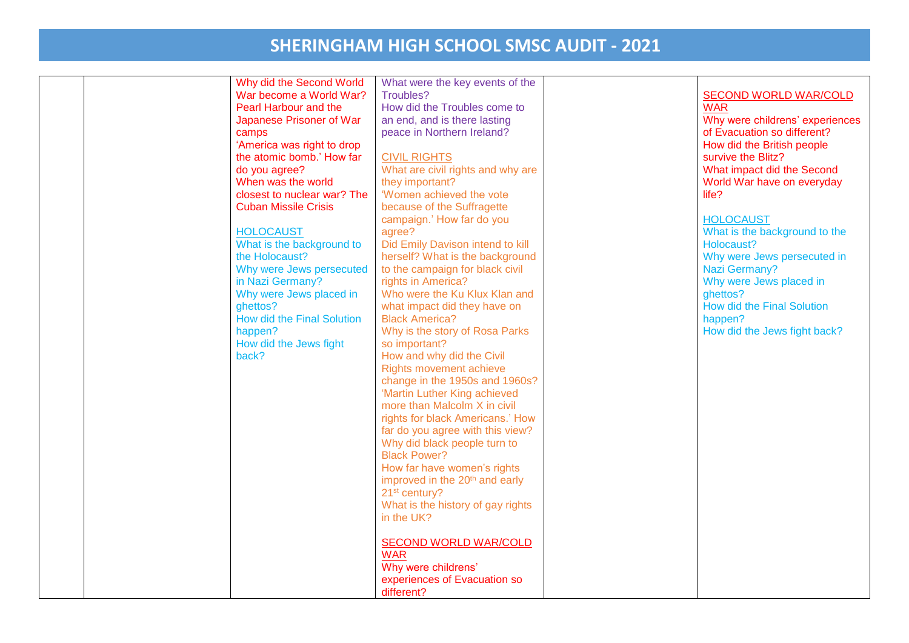# SHERINGHAM HIGH SCHOOL SMSC AUDIT - 2021

| | | | | | |
|---|---|---|---|---|---|
| | | Why did the Second World War become a World War?<br>Pearl Harbour and the Japanese Prisoner of War camps<br>'America was right to drop the atomic bomb.' How far do you agree?<br>When was the world closest to nuclear war? The Cuban Missile Crisis<br><br>HOLOCAUST<br>What is the background to the Holocaust?<br>Why were Jews persecuted in Nazi Germany?<br>Why were Jews placed in ghettos?<br>How did the Final Solution happen?<br>How did the Jews fight back? | What were the key events of the Troubles?<br>How did the Troubles come to an end, and is there lasting peace in Northern Ireland?<br><br>CIVIL RIGHTS<br>What are civil rights and why are they important?<br>'Women achieved the vote because of the Suffragette campaign.' How far do you agree?<br>Did Emily Davison intend to kill herself? What is the background to the campaign for black civil rights in America?<br>Who were the Ku Klux Klan and what impact did they have on Black America?<br>Why is the story of Rosa Parks so important?<br>How and why did the Civil Rights movement achieve change in the 1950s and 1960s?<br>'Martin Luther King achieved more than Malcolm X in civil rights for black Americans.' How far do you agree with this view?<br>Why did black people turn to Black Power?<br>How far have women's rights improved in the 20th and early 21st century?<br>What is the history of gay rights in the UK?<br><br>SECOND WORLD WAR/COLD WAR<br>Why were childrens' experiences of Evacuation so different? | | SECOND WORLD WAR/COLD WAR<br>Why were childrens' experiences of Evacuation so different?<br>How did the British people survive the Blitz?<br>What impact did the Second World War have on everyday life?<br><br>HOLOCAUST<br>What is the background to the Holocaust?<br>Why were Jews persecuted in Nazi Germany?<br>Why were Jews placed in ghettos?<br>How did the Final Solution happen?<br>How did the Jews fight back? |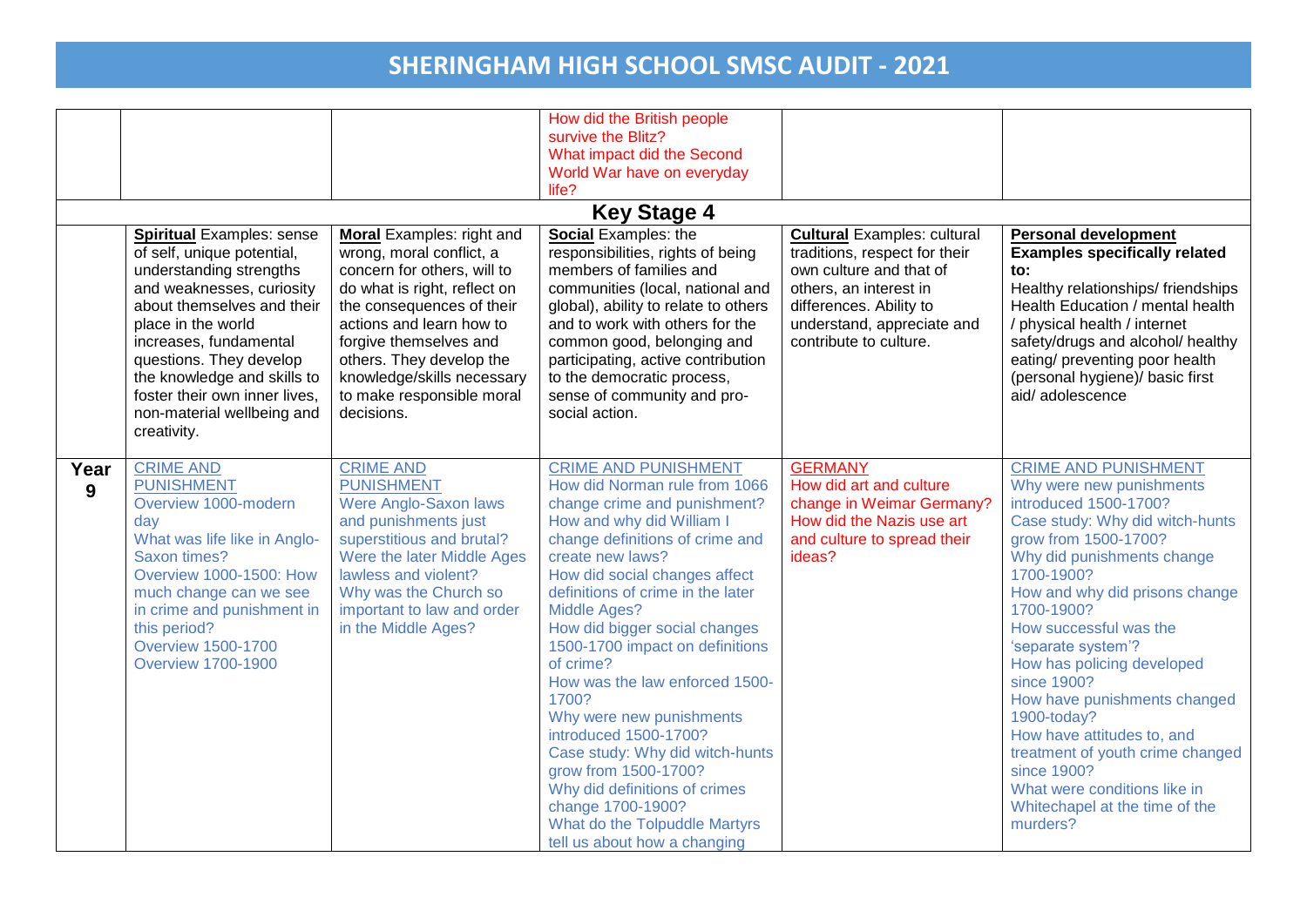# SHERINGHAM HIGH SCHOOL SMSC AUDIT - 2021

| | | | | | |
|---|---|---|---|---|---|
| | | | How did the British people survive the Blitz?<br>What impact did the Second World War have on everyday life? | | |
| **Key Stage 4** | | | | | |
| | **Spiritual** Examples: sense of self, unique potential, understanding strengths and weaknesses, curiosity about themselves and their place in the world increases, fundamental questions. They develop the knowledge and skills to foster their own inner lives, non-material wellbeing and creativity. | **Moral** Examples: right and wrong, moral conflict, a concern for others, will to do what is right, reflect on the consequences of their actions and learn how to forgive themselves and others. They develop the knowledge/skills necessary to make responsible moral decisions. | **Social** Examples: the responsibilities, rights of being members of families and communities (local, national and global), ability to relate to others and to work with others for the common good, belonging and participating, active contribution to the democratic process, sense of community and pro-social action. | **Cultural** Examples: cultural traditions, respect for their own culture and that of others, an interest in differences. Ability to understand, appreciate and contribute to culture. | **Personal development**<br>**Examples specifically related to:**<br>Healthy relationships/ friendships Health Education / mental health / physical health / internet safety/drugs and alcohol/ healthy eating/ preventing poor health (personal hygiene)/ basic first aid/ adolescence |
| **Year 9** | CRIME AND PUNISHMENT<br>Overview 1000-modern day<br>What was life like in Anglo-Saxon times?<br>Overview 1000-1500: How much change can we see in crime and punishment in this period?<br>Overview 1500-1700<br>Overview 1700-1900 | CRIME AND PUNISHMENT<br>Were Anglo-Saxon laws and punishments just superstitious and brutal?<br>Were the later Middle Ages lawless and violent?<br>Why was the Church so important to law and order in the Middle Ages? | CRIME AND PUNISHMENT<br>How did Norman rule from 1066 change crime and punishment?<br>How and why did William I change definitions of crime and create new laws?<br>How did social changes affect definitions of crime in the later Middle Ages?<br>How did bigger social changes 1500-1700 impact on definitions of crime?<br>How was the law enforced 1500-1700?<br>Why were new punishments introduced 1500-1700?<br>Case study: Why did witch-hunts grow from 1500-1700?<br>Why did definitions of crimes change 1700-1900?<br>What do the Tolpuddle Martyrs tell us about how a changing | GERMANY<br>How did art and culture change in Weimar Germany?<br>How did the Nazis use art and culture to spread their ideas? | CRIME AND PUNISHMENT<br>Why were new punishments introduced 1500-1700?<br>Case study: Why did witch-hunts grow from 1500-1700?<br>Why did punishments change 1700-1900?<br>How and why did prisons change 1700-1900?<br>How successful was the 'separate system'?<br>How has policing developed since 1900?<br>How have punishments changed 1900-today?<br>How have attitudes to, and treatment of youth crime changed since 1900?<br>What were conditions like in Whitechapel at the time of the murders? |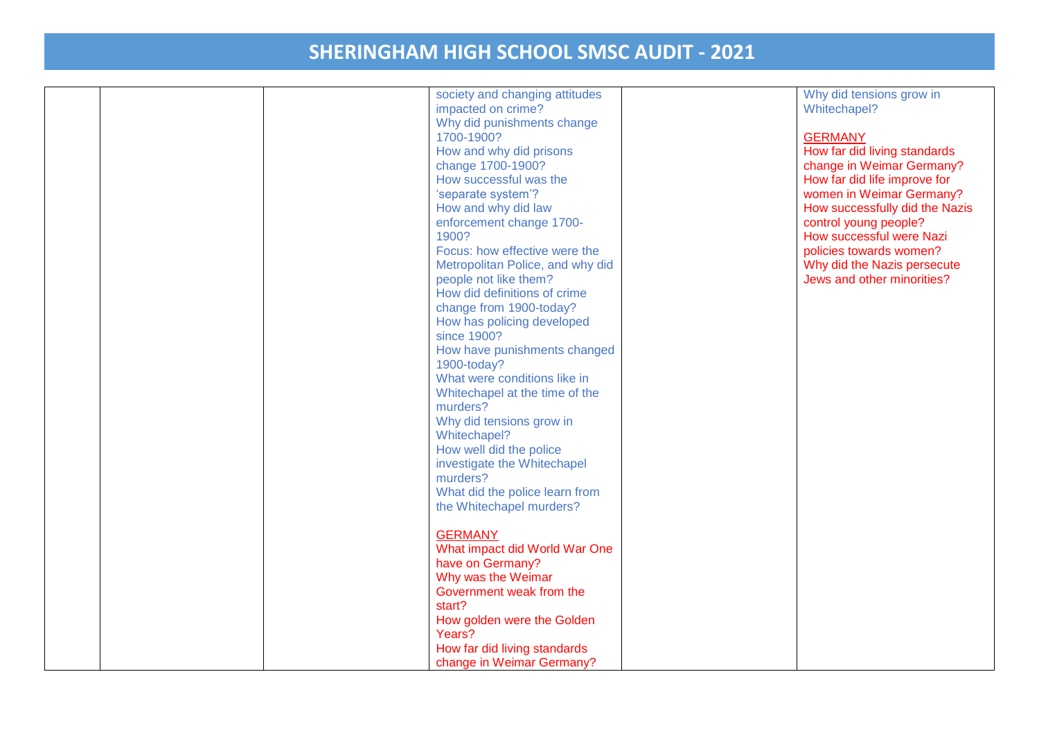# SHERINGHAM HIGH SCHOOL SMSC AUDIT - 2021

| | | | | | |
|---|---|---|---|---|---|
| | | | society and changing attitudes impacted on crime?<br>Why did punishments change 1700-1900?<br>How and why did prisons change 1700-1900?<br>How successful was the 'separate system'?<br>How and why did law enforcement change 1700-1900?<br>Focus: how effective were the Metropolitan Police, and why did people not like them?<br>How did definitions of crime change from 1900-today?<br>How has policing developed since 1900?<br>How have punishments changed 1900-today?<br>What were conditions like in Whitechapel at the time of the murders?<br>Why did tensions grow in Whitechapel?<br>How well did the police investigate the Whitechapel murders?<br>What did the police learn from the Whitechapel murders?<br><br>GERMANY<br>What impact did World War One have on Germany?<br>Why was the Weimar Government weak from the start?<br>How golden were the Golden Years?<br>How far did living standards change in Weimar Germany? | | Why did tensions grow in Whitechapel?<br><br>GERMANY<br>How far did living standards change in Weimar Germany?<br>How far did life improve for women in Weimar Germany?<br>How successfully did the Nazis control young people?<br>How successful were Nazi policies towards women?<br>Why did the Nazis persecute Jews and other minorities? |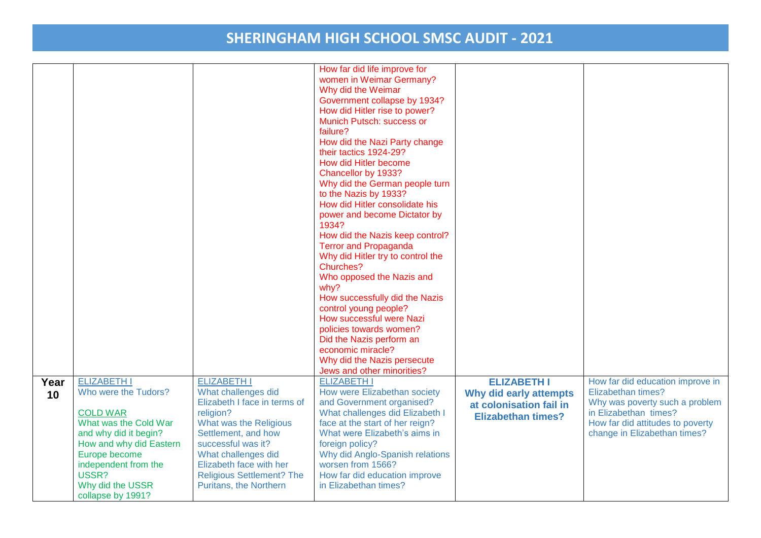# SHERINGHAM HIGH SCHOOL SMSC AUDIT - 2021

| | | | | | |
|---|---|---|---|---|---|
| | | | How far did life improve for women in Weimar Germany?<br>Why did the Weimar Government collapse by 1934?<br>How did Hitler rise to power?<br>Munich Putsch: success or failure?<br>How did the Nazi Party change their tactics 1924-29?<br>How did Hitler become Chancellor by 1933?<br>Why did the German people turn to the Nazis by 1933?<br>How did Hitler consolidate his power and become Dictator by 1934?<br>How did the Nazis keep control? Terror and Propaganda<br>Why did Hitler try to control the Churches?<br>Who opposed the Nazis and why?<br>How successfully did the Nazis control young people?<br>How successful were Nazi policies towards women?<br>Did the Nazis perform an economic miracle?<br>Why did the Nazis persecute Jews and other minorities? | | |
| **Year 10** | ELIZABETH I<br>Who were the Tudors?<br><br>COLD WAR<br>What was the Cold War and why did it begin?<br>How and why did Eastern Europe become independent from the USSR?<br>Why did the USSR collapse by 1991? | ELIZABETH I<br>What challenges did Elizabeth I face in terms of religion?<br>What was the Religious Settlement, and how successful was it?<br>What challenges did Elizabeth face with her Religious Settlement? The Puritans, the Northern | ELIZABETH I<br>How were Elizabethan society and Government organised?<br>What challenges did Elizabeth I face at the start of her reign?<br>What were Elizabeth's aims in foreign policy?<br>Why did Anglo-Spanish relations worsen from 1566?<br>How far did education improve in Elizabethan times? | **ELIZABETH I**<br>**Why did early attempts at colonisation fail in Elizabethan times?** | How far did education improve in Elizabethan times?<br>Why was poverty such a problem in Elizabethan times?<br>How far did attitudes to poverty change in Elizabethan times? |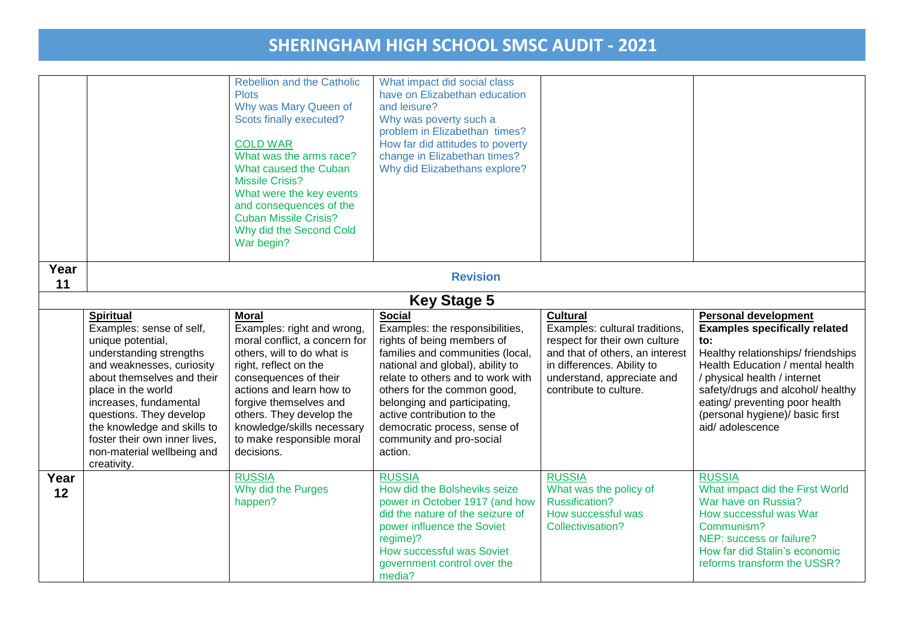# SHERINGHAM HIGH SCHOOL SMSC AUDIT - 2021

| | | | | | |
|---|---|---|---|---|---|
| | | Rebellion and the Catholic Plots<br>Why was Mary Queen of Scots finally executed?<br><br>COLD WAR<br>What was the arms race?<br>What caused the Cuban Missile Crisis?<br>What were the key events and consequences of the Cuban Missile Crisis?<br>Why did the Second Cold War begin? | What impact did social class have on Elizabethan education and leisure?<br>Why was poverty such a problem in Elizabethan times?<br>How far did attitudes to poverty change in Elizabethan times?<br>Why did Elizabethans explore? | | |
| **Year 11** | **Revision** | | | | |
| **Key Stage 5** | | | | | |
| | **Spiritual**<br>Examples: sense of self, unique potential, understanding strengths and weaknesses, curiosity about themselves and their place in the world increases, fundamental questions. They develop the knowledge and skills to foster their own inner lives, non-material wellbeing and creativity. | **Moral**<br>Examples: right and wrong, moral conflict, a concern for others, will to do what is right, reflect on the consequences of their actions and learn how to forgive themselves and others. They develop the knowledge/skills necessary to make responsible moral decisions. | **Social**<br>Examples: the responsibilities, rights of being members of families and communities (local, national and global), ability to relate to others and to work with others for the common good, belonging and participating, active contribution to the democratic process, sense of community and pro-social action. | **Cultural**<br>Examples: cultural traditions, respect for their own culture and that of others, an interest in differences. Ability to understand, appreciate and contribute to culture. | **Personal development**<br>**Examples specifically related to:**<br>Healthy relationships/ friendships Health Education / mental health / physical health / internet safety/drugs and alcohol/ healthy eating/ preventing poor health (personal hygiene)/ basic first aid/ adolescence |
| **Year 12** | | RUSSIA<br>Why did the Purges happen? | RUSSIA<br>How did the Bolsheviks seize power in October 1917 (and how did the nature of the seizure of power influence the Soviet regime)?<br>How successful was Soviet government control over the media? | RUSSIA<br>What was the policy of Russification?<br>How successful was Collectivisation? | RUSSIA<br>What impact did the First World War have on Russia?<br>How successful was War Communism?<br>NEP: success or failure?<br>How far did Stalin's economic reforms transform the USSR? |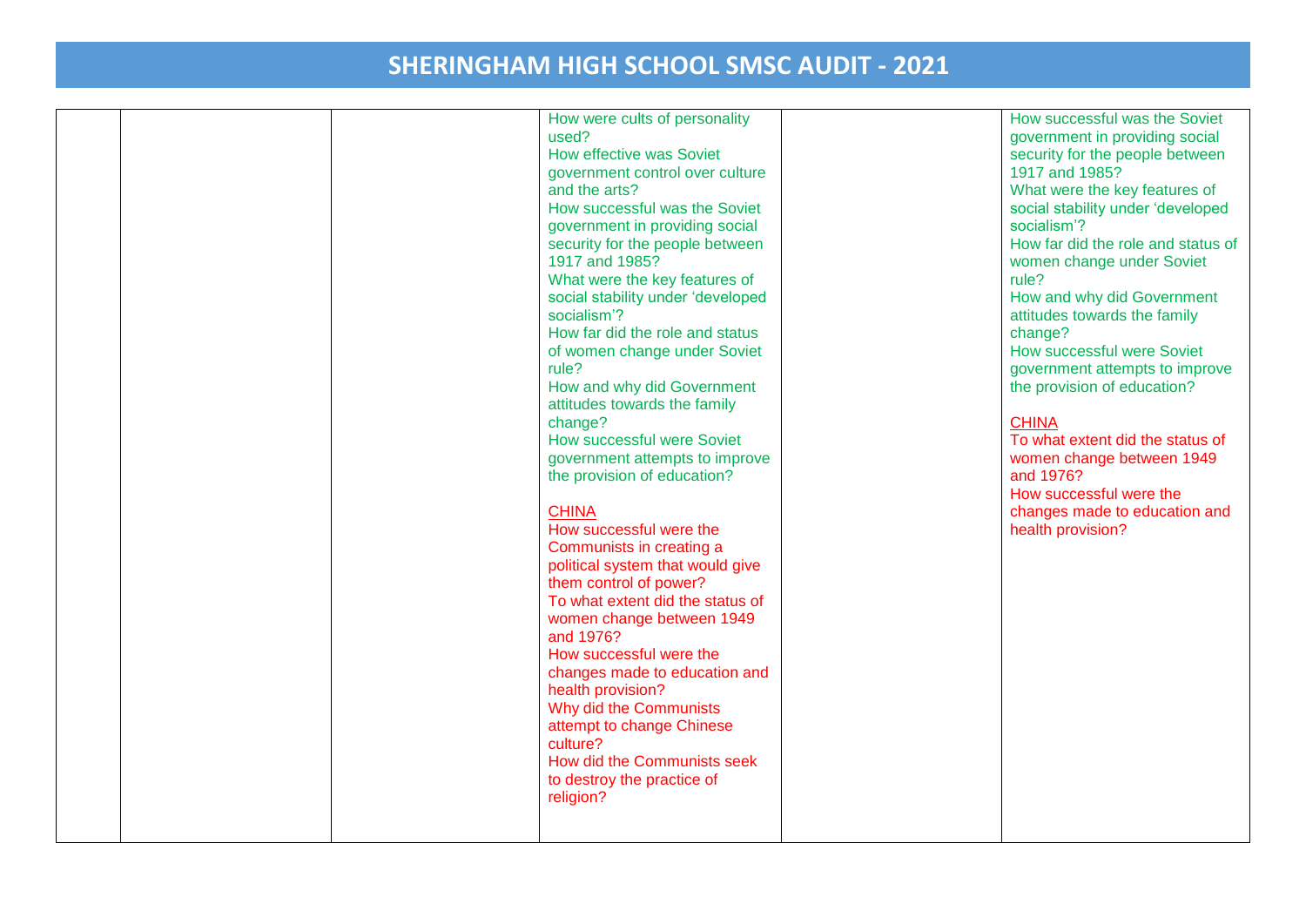# SHERINGHAM HIGH SCHOOL SMSC AUDIT - 2021

| | | | | | |
|---|---|---|---|---|---|
| | | | How were cults of personality used?<br>How effective was Soviet government control over culture and the arts?<br>How successful was the Soviet government in providing social security for the people between 1917 and 1985?<br>What were the key features of social stability under 'developed socialism'?<br>How far did the role and status of women change under Soviet rule?<br>How and why did Government attitudes towards the family change?<br>How successful were Soviet government attempts to improve the provision of education?<br><br>CHINA<br>How successful were the Communists in creating a political system that would give them control of power?<br>To what extent did the status of women change between 1949 and 1976?<br>How successful were the changes made to education and health provision?<br>Why did the Communists attempt to change Chinese culture?<br>How did the Communists seek to destroy the practice of religion? | | How successful was the Soviet government in providing social security for the people between 1917 and 1985?<br>What were the key features of social stability under 'developed socialism'?<br>How far did the role and status of women change under Soviet rule?<br>How and why did Government attitudes towards the family change?<br>How successful were Soviet government attempts to improve the provision of education?<br><br>CHINA<br>To what extent did the status of women change between 1949 and 1976?<br>How successful were the changes made to education and health provision? |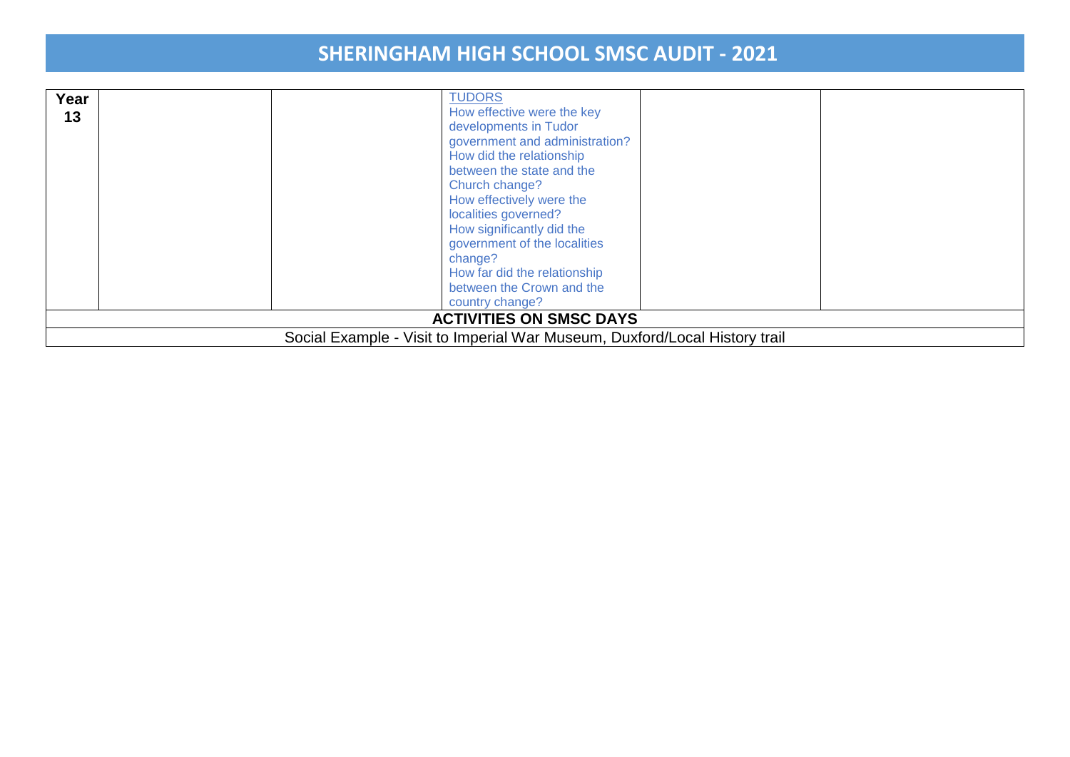# SHERINGHAM HIGH SCHOOL SMSC AUDIT - 2021

| | | | | | |
|---|---|---|---|---|---|
| **Year 13** | | | TUDORS<br>How effective were the key developments in Tudor government and administration?<br>How did the relationship between the state and the Church change?<br>How effectively were the localities governed?<br>How significantly did the government of the localities change?<br>How far did the relationship between the Crown and the country change? | | |
| **ACTIVITIES ON SMSC DAYS** | | | | | |
| Social Example - Visit to Imperial War Museum, Duxford/Local History trail | | | | | |